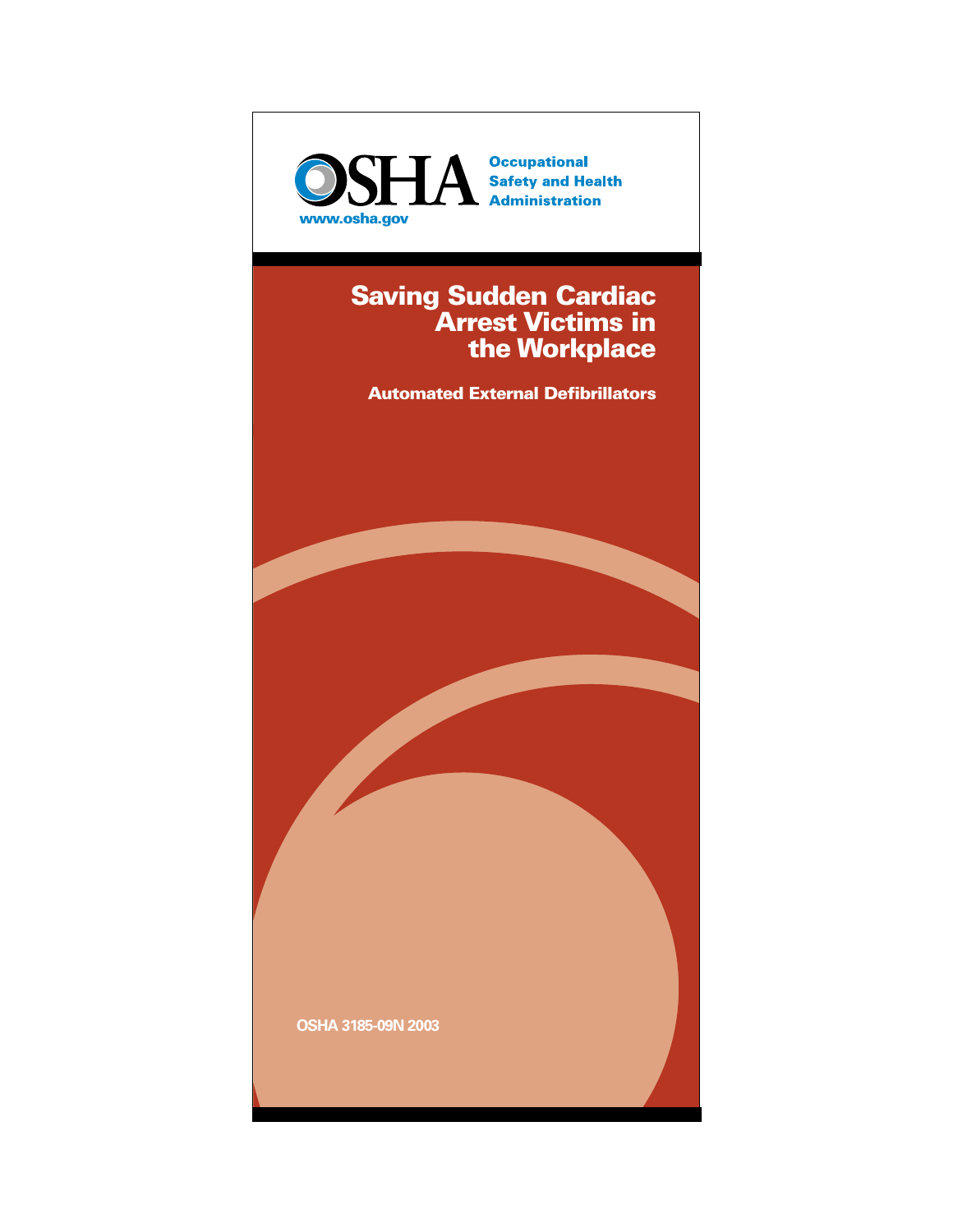OSHA

Occupational Safety and Health Administration

www.osha.gov

# Saving Sudden Cardiac Arrest Victims in the Workplace

## Automated External Defibrillators

OSHA 3185-09N 2003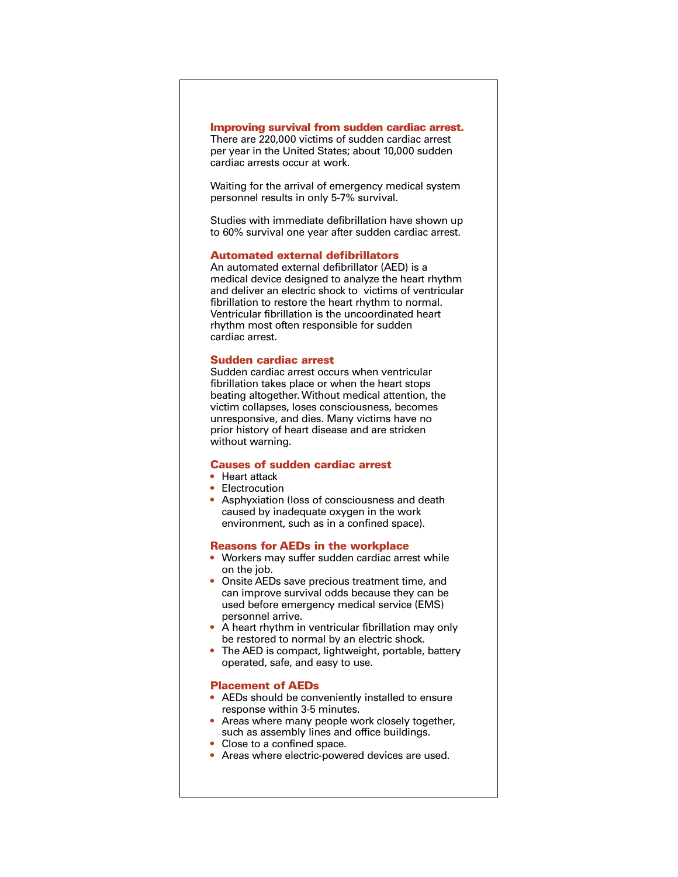## Improving survival from sudden cardiac arrest.

There are 220,000 victims of sudden cardiac arrest per year in the United States; about 10,000 sudden cardiac arrests occur at work.

Waiting for the arrival of emergency medical system personnel results in only 5-7% survival.

Studies with immediate defibrillation have shown up to 60% survival one year after sudden cardiac arrest.

## Automated external defibrillators

An automated external defibrillator (AED) is a medical device designed to analyze the heart rhythm and deliver an electric shock to victims of ventricular fibrillation to restore the heart rhythm to normal. Ventricular fibrillation is the uncoordinated heart rhythm most often responsible for sudden cardiac arrest.

## Sudden cardiac arrest

Sudden cardiac arrest occurs when ventricular fibrillation takes place or when the heart stops beating altogether. Without medical attention, the victim collapses, loses consciousness, becomes unresponsive, and dies. Many victims have no prior history of heart disease and are stricken without warning.

## Causes of sudden cardiac arrest

- Heart attack
- Electrocution
- Asphyxiation (loss of consciousness and death caused by inadequate oxygen in the work environment, such as in a confined space).

## Reasons for AEDs in the workplace

- Workers may suffer sudden cardiac arrest while on the job.
- Onsite AEDs save precious treatment time, and can improve survival odds because they can be used before emergency medical service (EMS) personnel arrive.
- A heart rhythm in ventricular fibrillation may only be restored to normal by an electric shock.
- The AED is compact, lightweight, portable, battery operated, safe, and easy to use.

## Placement of AEDs

- AEDs should be conveniently installed to ensure response within 3-5 minutes.
- Areas where many people work closely together, such as assembly lines and office buildings.
- Close to a confined space.
- Areas where electric-powered devices are used.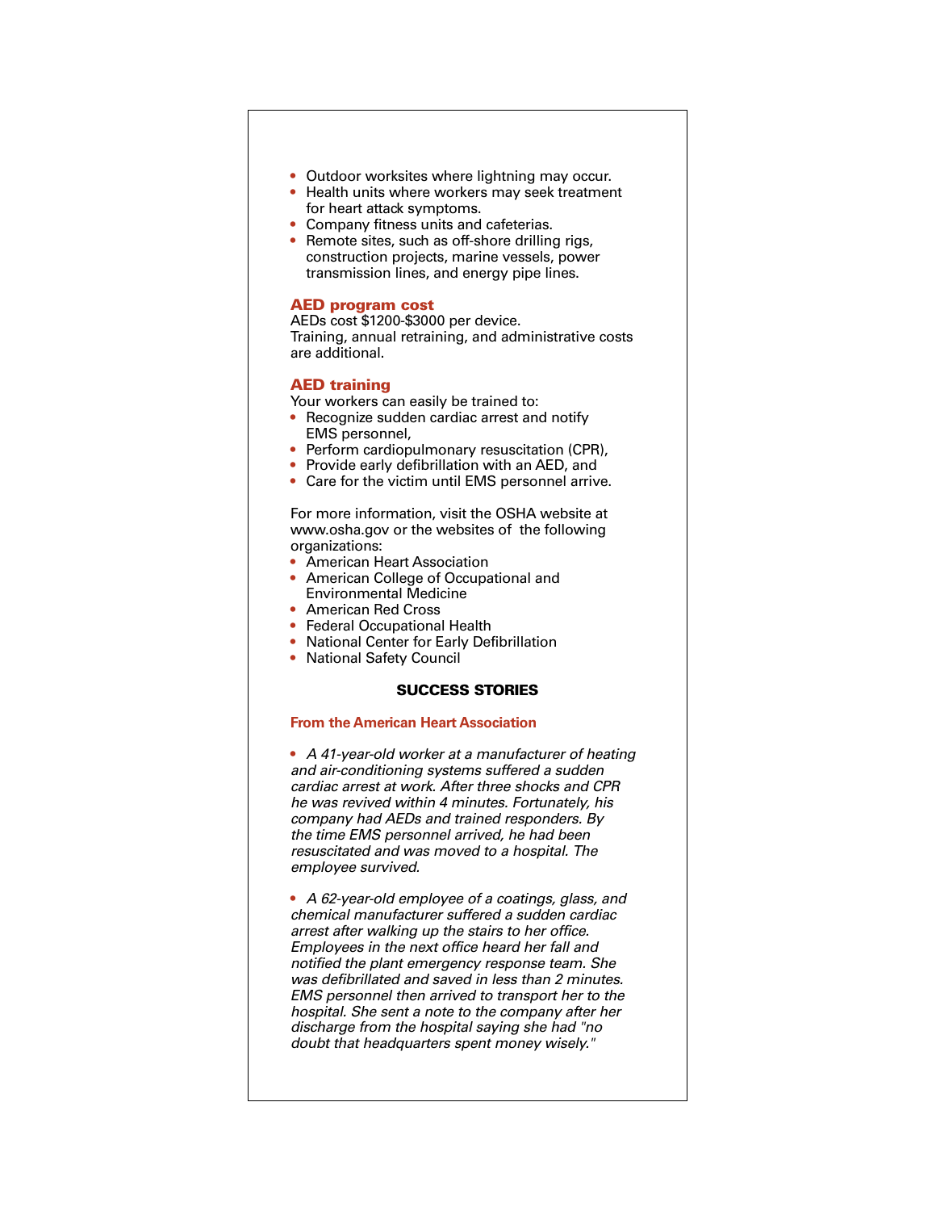- Outdoor worksites where lightning may occur.
- Health units where workers may seek treatment for heart attack symptoms.
- Company fitness units and cafeterias.
- Remote sites, such as off-shore drilling rigs, construction projects, marine vessels, power transmission lines, and energy pipe lines.

### AED program cost

AEDs cost $1200-$3000 per device.
Training, annual retraining, and administrative costs are additional.

### AED training

Your workers can easily be trained to:

- Recognize sudden cardiac arrest and notify EMS personnel,
- Perform cardiopulmonary resuscitation (CPR),
- Provide early defibrillation with an AED, and
- Care for the victim until EMS personnel arrive.

For more information, visit the OSHA website at www.osha.gov or the websites of the following organizations:

- American Heart Association
- American College of Occupational and Environmental Medicine
- American Red Cross
- Federal Occupational Health
- National Center for Early Defibrillation
- National Safety Council

## SUCCESS STORIES

### From the American Heart Association

- *A 41-year-old worker at a manufacturer of heating and air-conditioning systems suffered a sudden cardiac arrest at work. After three shocks and CPR he was revived within 4 minutes. Fortunately, his company had AEDs and trained responders. By the time EMS personnel arrived, he had been resuscitated and was moved to a hospital. The employee survived.*

- *A 62-year-old employee of a coatings, glass, and chemical manufacturer suffered a sudden cardiac arrest after walking up the stairs to her office. Employees in the next office heard her fall and notified the plant emergency response team. She was defibrillated and saved in less than 2 minutes. EMS personnel then arrived to transport her to the hospital. She sent a note to the company after her discharge from the hospital saying she had "no doubt that headquarters spent money wisely."*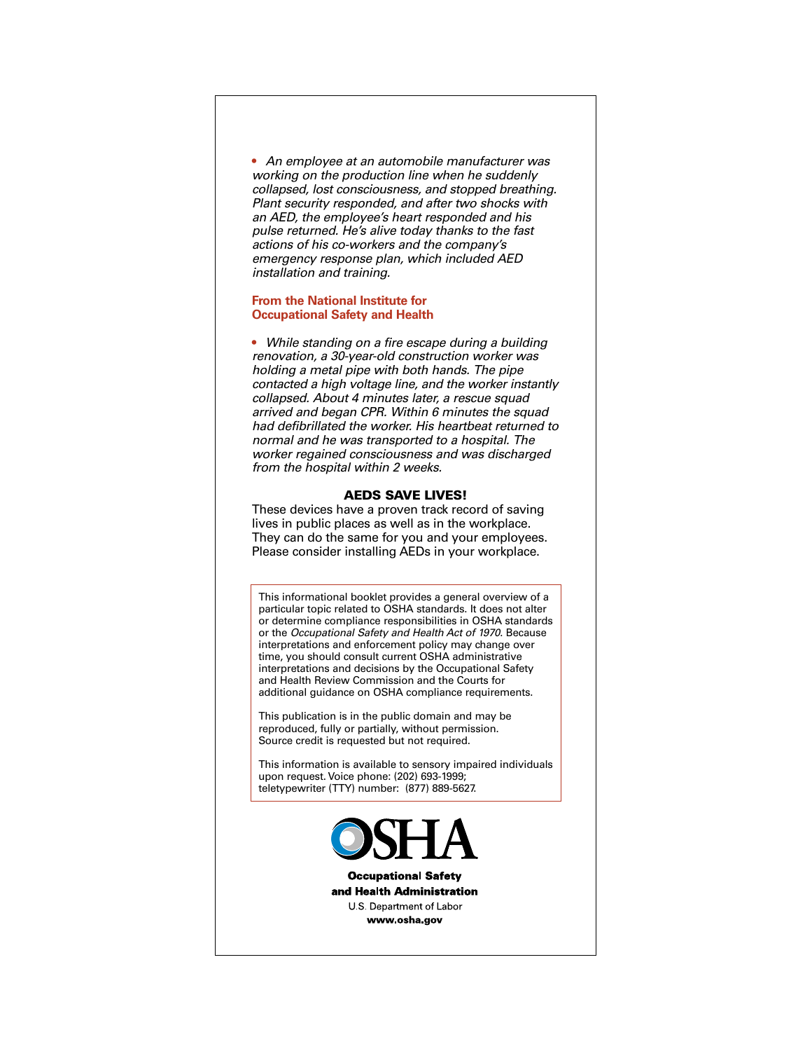- *An employee at an automobile manufacturer was working on the production line when he suddenly collapsed, lost consciousness, and stopped breathing. Plant security responded, and after two shocks with an AED, the employee's heart responded and his pulse returned. He's alive today thanks to the fast actions of his co-workers and the company's emergency response plan, which included AED installation and training.*

### From the National Institute for Occupational Safety and Health

- *While standing on a fire escape during a building renovation, a 30-year-old construction worker was holding a metal pipe with both hands. The pipe contacted a high voltage line, and the worker instantly collapsed. About 4 minutes later, a rescue squad arrived and began CPR. Within 6 minutes the squad had defibrillated the worker. His heartbeat returned to normal and he was transported to a hospital. The worker regained consciousness and was discharged from the hospital within 2 weeks.*

## AEDS SAVE LIVES!

These devices have a proven track record of saving lives in public places as well as in the workplace. They can do the same for you and your employees. Please consider installing AEDs in your workplace.

This informational booklet provides a general overview of a particular topic related to OSHA standards. It does not alter or determine compliance responsibilities in OSHA standards or the *Occupational Safety and Health Act of 1970*. Because interpretations and enforcement policy may change over time, you should consult current OSHA administrative interpretations and decisions by the Occupational Safety and Health Review Commission and the Courts for additional guidance on OSHA compliance requirements.

This publication is in the public domain and may be reproduced, fully or partially, without permission. Source credit is requested but not required.

This information is available to sensory impaired individuals upon request. Voice phone: (202) 693-1999; teletypewriter (TTY) number: (877) 889-5627.

OSHA

**Occupational Safety and Health Administration**

U.S. Department of Labor

**www.osha.gov**